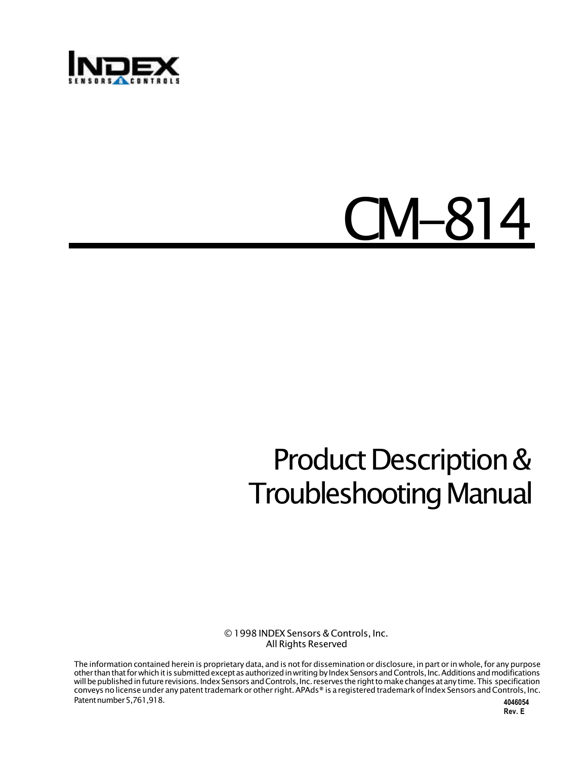INDEX

SENSORS & CONTROLS

# CM–814

## Product Description & Troubleshooting Manual

© 1998 INDEX Sensors & Controls, Inc.
All Rights Reserved

The information contained herein is proprietary data, and is not for dissemination or disclosure, in part or in whole, for any purpose other than that for which it is submitted except as authorized in writing by Index Sensors and Controls, Inc. Additions and modifications will be published in future revisions. Index Sensors and Controls, Inc. reserves the right to make changes at any time. This specification conveys no license under any patent trademark or other right. APAds® is a registered trademark of Index Sensors and Controls, Inc. Patent number 5,761,918.

4046054
Rev. E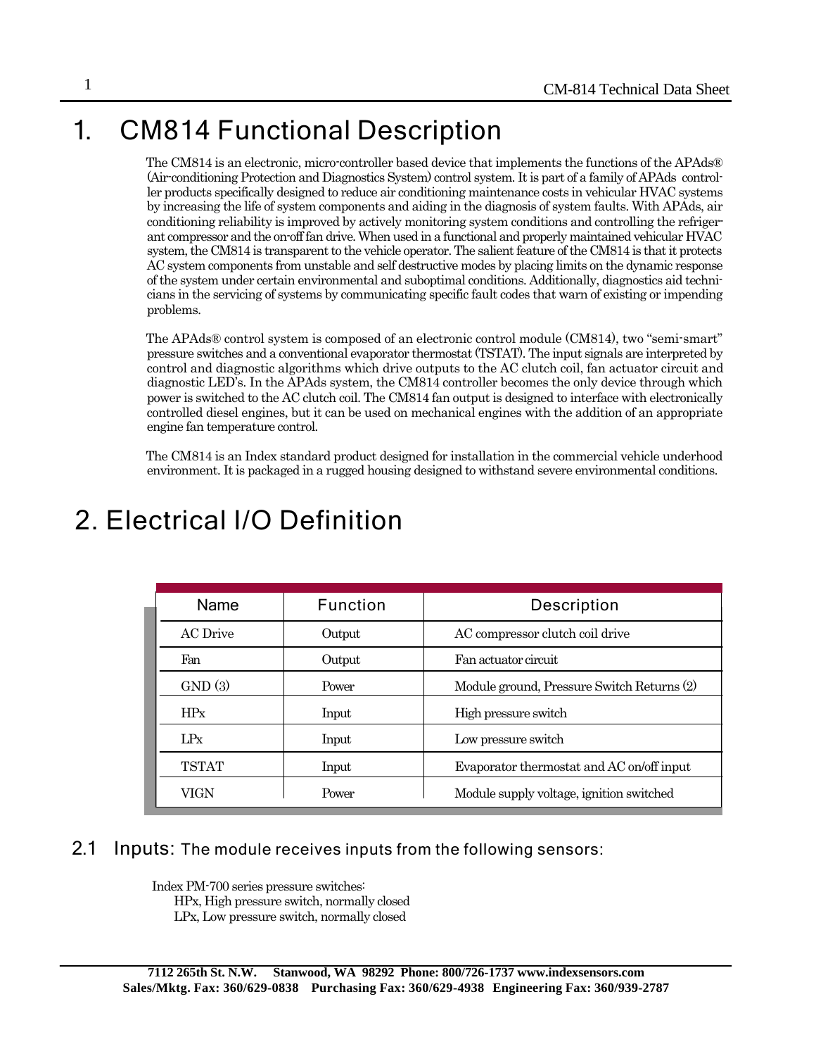# 1. CM814 Functional Description

The CM814 is an electronic, micro-controller based device that implements the functions of the APAds® (Air-conditioning Protection and Diagnostics System) control system. It is part of a family of APAds controller products specifically designed to reduce air conditioning maintenance costs in vehicular HVAC systems by increasing the life of system components and aiding in the diagnosis of system faults. With APAds, air conditioning reliability is improved by actively monitoring system conditions and controlling the refrigerant compressor and the on-off fan drive. When used in a functional and properly maintained vehicular HVAC system, the CM814 is transparent to the vehicle operator. The salient feature of the CM814 is that it protects AC system components from unstable and self destructive modes by placing limits on the dynamic response of the system under certain environmental and suboptimal conditions. Additionally, diagnostics aid technicians in the servicing of systems by communicating specific fault codes that warn of existing or impending problems.

The APAds® control system is composed of an electronic control module (CM814), two "semi-smart" pressure switches and a conventional evaporator thermostat (TSTAT). The input signals are interpreted by control and diagnostic algorithms which drive outputs to the AC clutch coil, fan actuator circuit and diagnostic LED's. In the APAds system, the CM814 controller becomes the only device through which power is switched to the AC clutch coil. The CM814 fan output is designed to interface with electronically controlled diesel engines, but it can be used on mechanical engines with the addition of an appropriate engine fan temperature control.

The CM814 is an Index standard product designed for installation in the commercial vehicle underhood environment. It is packaged in a rugged housing designed to withstand severe environmental conditions.

# 2. Electrical I/O Definition

| Name | Function | Description |
|---|---|---|
| AC Drive | Output | AC compressor clutch coil drive |
| Fan | Output | Fan actuator circuit |
| GND (3) | Power | Module ground, Pressure Switch Returns (2) |
| HPx | Input | High pressure switch |
| LPx | Input | Low pressure switch |
| TSTAT | Input | Evaporator thermostat and AC on/off input |
| VIGN | Power | Module supply voltage, ignition switched |

## 2.1 Inputs: The module receives inputs from the following sensors:

Index PM-700 series pressure switches:
- HPx, High pressure switch, normally closed
- LPx, Low pressure switch, normally closed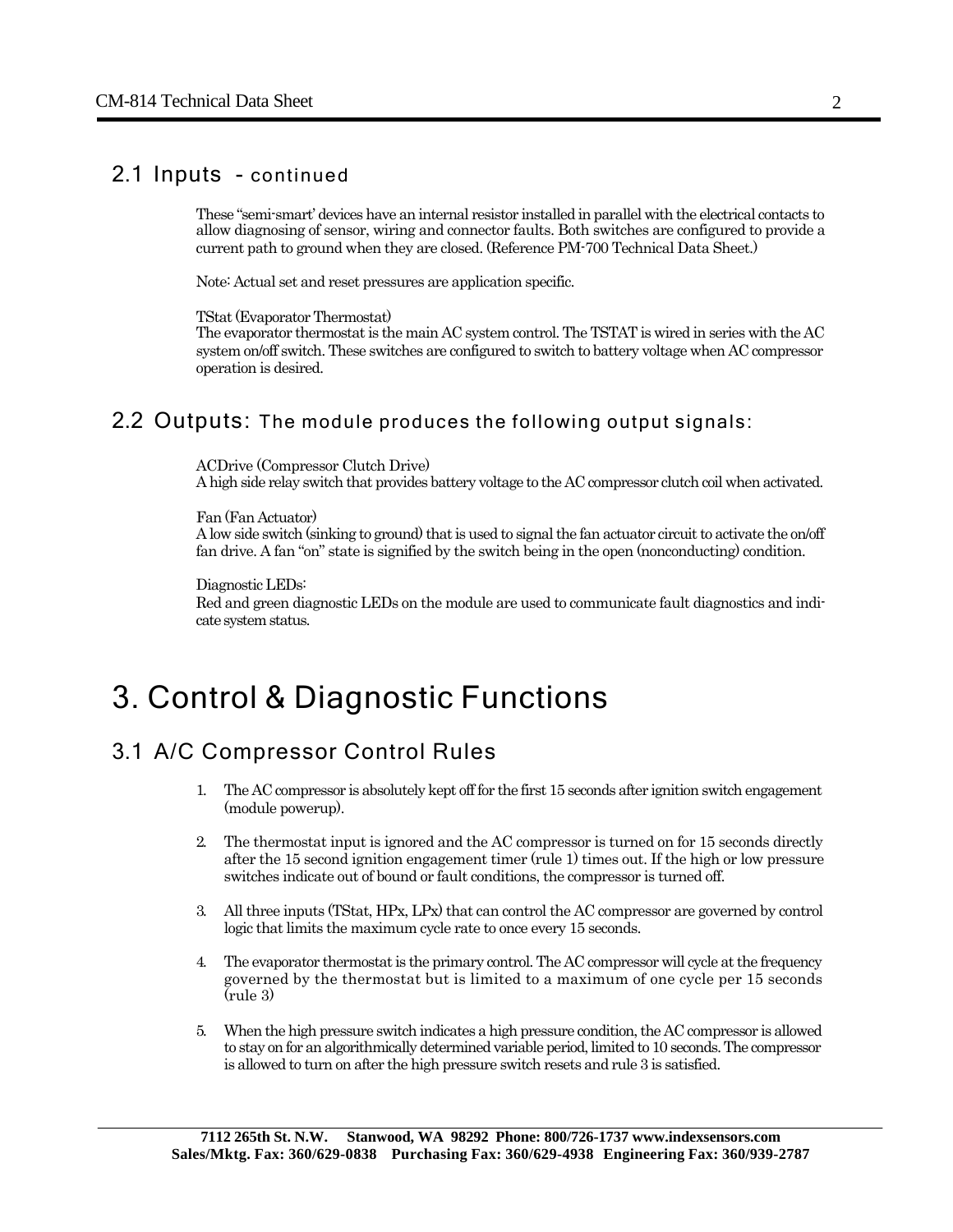## 2.1 Inputs - continued

These "semi-smart' devices have an internal resistor installed in parallel with the electrical contacts to allow diagnosing of sensor, wiring and connector faults. Both switches are configured to provide a current path to ground when they are closed. (Reference PM-700 Technical Data Sheet.)

Note: Actual set and reset pressures are application specific.

TStat (Evaporator Thermostat)
The evaporator thermostat is the main AC system control. The TSTAT is wired in series with the AC system on/off switch. These switches are configured to switch to battery voltage when AC compressor operation is desired.

## 2.2 Outputs: The module produces the following output signals:

ACDrive (Compressor Clutch Drive)
A high side relay switch that provides battery voltage to the AC compressor clutch coil when activated.

Fan (Fan Actuator)
A low side switch (sinking to ground) that is used to signal the fan actuator circuit to activate the on/off fan drive. A fan "on" state is signified by the switch being in the open (nonconducting) condition.

Diagnostic LEDs:
Red and green diagnostic LEDs on the module are used to communicate fault diagnostics and indicate system status.

# 3. Control & Diagnostic Functions

## 3.1 A/C Compressor Control Rules

1. The AC compressor is absolutely kept off for the first 15 seconds after ignition switch engagement (module powerup).

2. The thermostat input is ignored and the AC compressor is turned on for 15 seconds directly after the 15 second ignition engagement timer (rule 1) times out. If the high or low pressure switches indicate out of bound or fault conditions, the compressor is turned off.

3. All three inputs (TStat, HPx, LPx) that can control the AC compressor are governed by control logic that limits the maximum cycle rate to once every 15 seconds.

4. The evaporator thermostat is the primary control. The AC compressor will cycle at the frequency governed by the thermostat but is limited to a maximum of one cycle per 15 seconds (rule 3)

5. When the high pressure switch indicates a high pressure condition, the AC compressor is allowed to stay on for an algorithmically determined variable period, limited to 10 seconds. The compressor is allowed to turn on after the high pressure switch resets and rule 3 is satisfied.

7112 265th St. N.W. Stanwood, WA 98292 Phone: 800/726-1737 www.indexsensors.com
Sales/Mktg. Fax: 360/629-0838 Purchasing Fax: 360/629-4938 Engineering Fax: 360/939-2787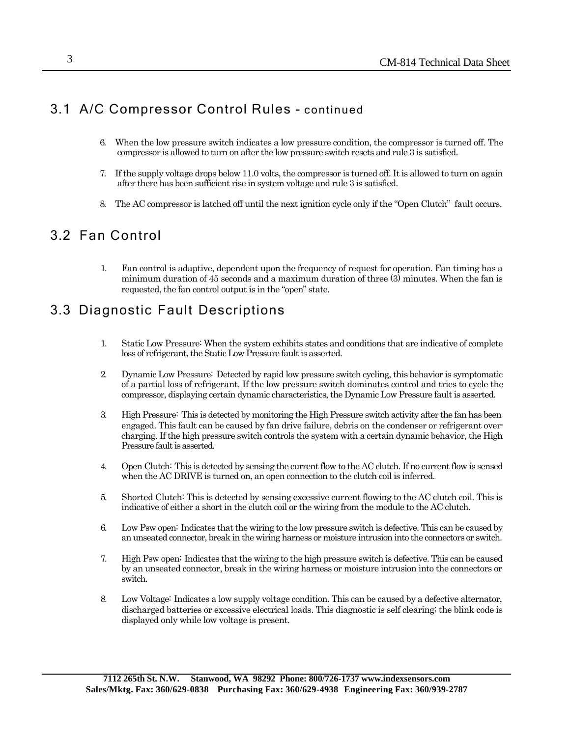## 3.1 A/C Compressor Control Rules - continued

6. When the low pressure switch indicates a low pressure condition, the compressor is turned off. The compressor is allowed to turn on after the low pressure switch resets and rule 3 is satisfied.

7. If the supply voltage drops below 11.0 volts, the compressor is turned off. It is allowed to turn on again after there has been sufficient rise in system voltage and rule 3 is satisfied.

8. The AC compressor is latched off until the next ignition cycle only if the "Open Clutch" fault occurs.

## 3.2 Fan Control

1. Fan control is adaptive, dependent upon the frequency of request for operation. Fan timing has a minimum duration of 45 seconds and a maximum duration of three (3) minutes. When the fan is requested, the fan control output is in the "open" state.

## 3.3 Diagnostic Fault Descriptions

1. Static Low Pressure: When the system exhibits states and conditions that are indicative of complete loss of refrigerant, the Static Low Pressure fault is asserted.

2. Dynamic Low Pressure: Detected by rapid low pressure switch cycling, this behavior is symptomatic of a partial loss of refrigerant. If the low pressure switch dominates control and tries to cycle the compressor, displaying certain dynamic characteristics, the Dynamic Low Pressure fault is asserted.

3. High Pressure: This is detected by monitoring the High Pressure switch activity after the fan has been engaged. This fault can be caused by fan drive failure, debris on the condenser or refrigerant over-charging. If the high pressure switch controls the system with a certain dynamic behavior, the High Pressure fault is asserted.

4. Open Clutch: This is detected by sensing the current flow to the AC clutch. If no current flow is sensed when the AC DRIVE is turned on, an open connection to the clutch coil is inferred.

5. Shorted Clutch: This is detected by sensing excessive current flowing to the AC clutch coil. This is indicative of either a short in the clutch coil or the wiring from the module to the AC clutch.

6. Low Psw open: Indicates that the wiring to the low pressure switch is defective. This can be caused by an unseated connector, break in the wiring harness or moisture intrusion into the connectors or switch.

7. High Psw open: Indicates that the wiring to the high pressure switch is defective. This can be caused by an unseated connector, break in the wiring harness or moisture intrusion into the connectors or switch.

8. Low Voltage: Indicates a low supply voltage condition. This can be caused by a defective alternator, discharged batteries or excessive electrical loads. This diagnostic is self clearing; the blink code is displayed only while low voltage is present.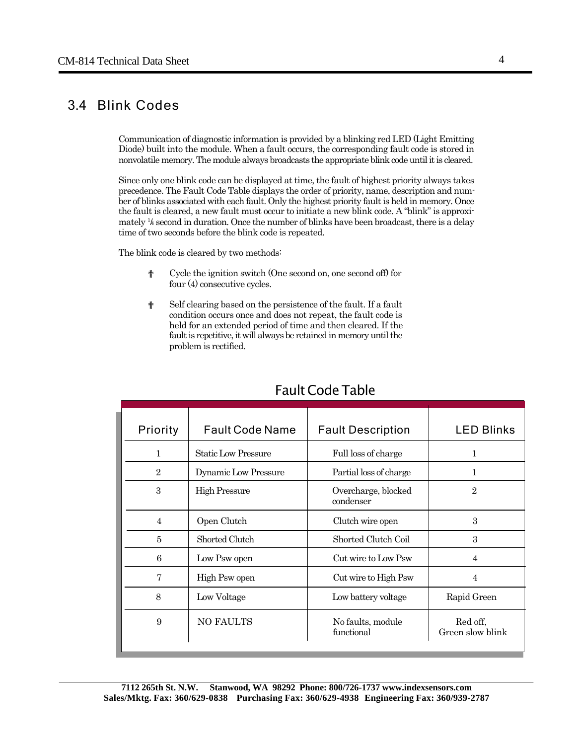## 3.4 Blink Codes

Communication of diagnostic information is provided by a blinking red LED (Light Emitting Diode) built into the module. When a fault occurs, the corresponding fault code is stored in nonvolatile memory. The module always broadcasts the appropriate blink code until it is cleared.

Since only one blink code can be displayed at time, the fault of highest priority always takes precedence. The Fault Code Table displays the order of priority, name, description and number of blinks associated with each fault. Only the highest priority fault is held in memory. Once the fault is cleared, a new fault must occur to initiate a new blink code. A "blink" is approximately 1/4 second in duration. Once the number of blinks have been broadcast, there is a delay time of two seconds before the blink code is repeated.

The blink code is cleared by two methods:

- Cycle the ignition switch (One second on, one second off) for four (4) consecutive cycles.
- Self clearing based on the persistence of the fault. If a fault condition occurs once and does not repeat, the fault code is held for an extended period of time and then cleared. If the fault is repetitive, it will always be retained in memory until the problem is rectified.

### Fault Code Table

| Priority | Fault Code Name | Fault Description | LED Blinks |
|---|---|---|---|
| 1 | Static Low Pressure | Full loss of charge | 1 |
| 2 | Dynamic Low Pressure | Partial loss of charge | 1 |
| 3 | High Pressure | Overcharge, blocked condenser | 2 |
| 4 | Open Clutch | Clutch wire open | 3 |
| 5 | Shorted Clutch | Shorted Clutch Coil | 3 |
| 6 | Low Psw open | Cut wire to Low Psw | 4 |
| 7 | High Psw open | Cut wire to High Psw | 4 |
| 8 | Low Voltage | Low battery voltage | Rapid Green |
| 9 | NO FAULTS | No faults, module functional | Red off, Green slow blink |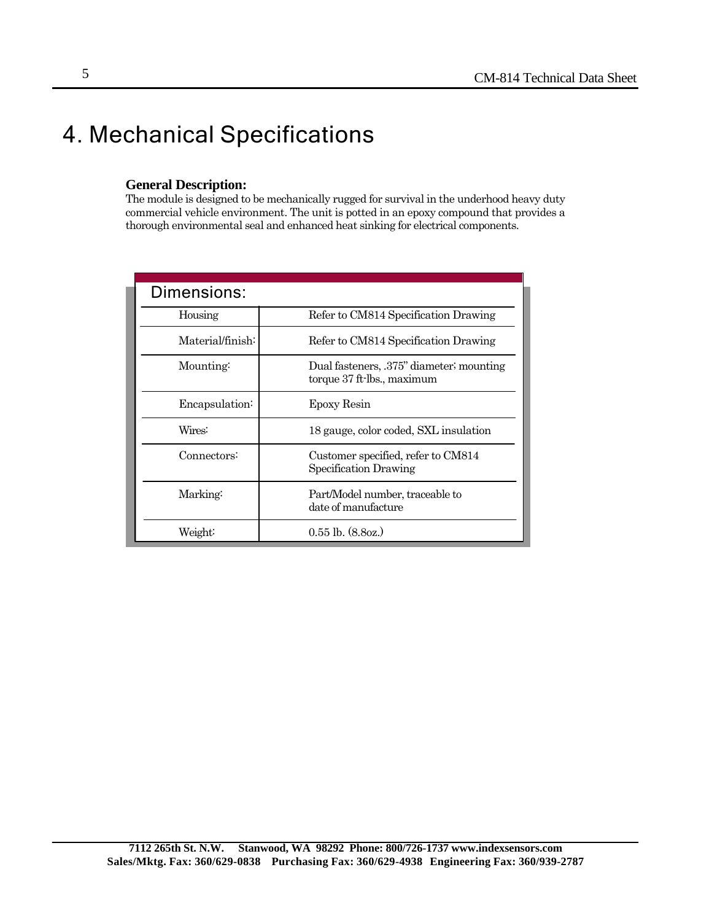# 4. Mechanical Specifications

**General Description:**
The module is designed to be mechanically rugged for survival in the underhood heavy duty commercial vehicle environment. The unit is potted in an epoxy compound that provides a thorough environmental seal and enhanced heat sinking for electrical components.

**Dimensions:**

| | |
|---|---|
| Housing | Refer to CM814 Specification Drawing |
| Material/finish: | Refer to CM814 Specification Drawing |
| Mounting: | Dual fasteners, .375" diameter; mounting torque 37 ft-lbs., maximum |
| Encapsulation: | Epoxy Resin |
| Wires: | 18 gauge, color coded, SXL insulation |
| Connectors: | Customer specified, refer to CM814 Specification Drawing |
| Marking: | Part/Model number, traceable to date of manufacture |
| Weight: | 0.55 lb. (8.8oz.) |

**7112 265th St. N.W. Stanwood, WA 98292 Phone: 800/726-1737 www.indexsensors.com**
**Sales/Mktg. Fax: 360/629-0838 Purchasing Fax: 360/629-4938 Engineering Fax: 360/939-2787**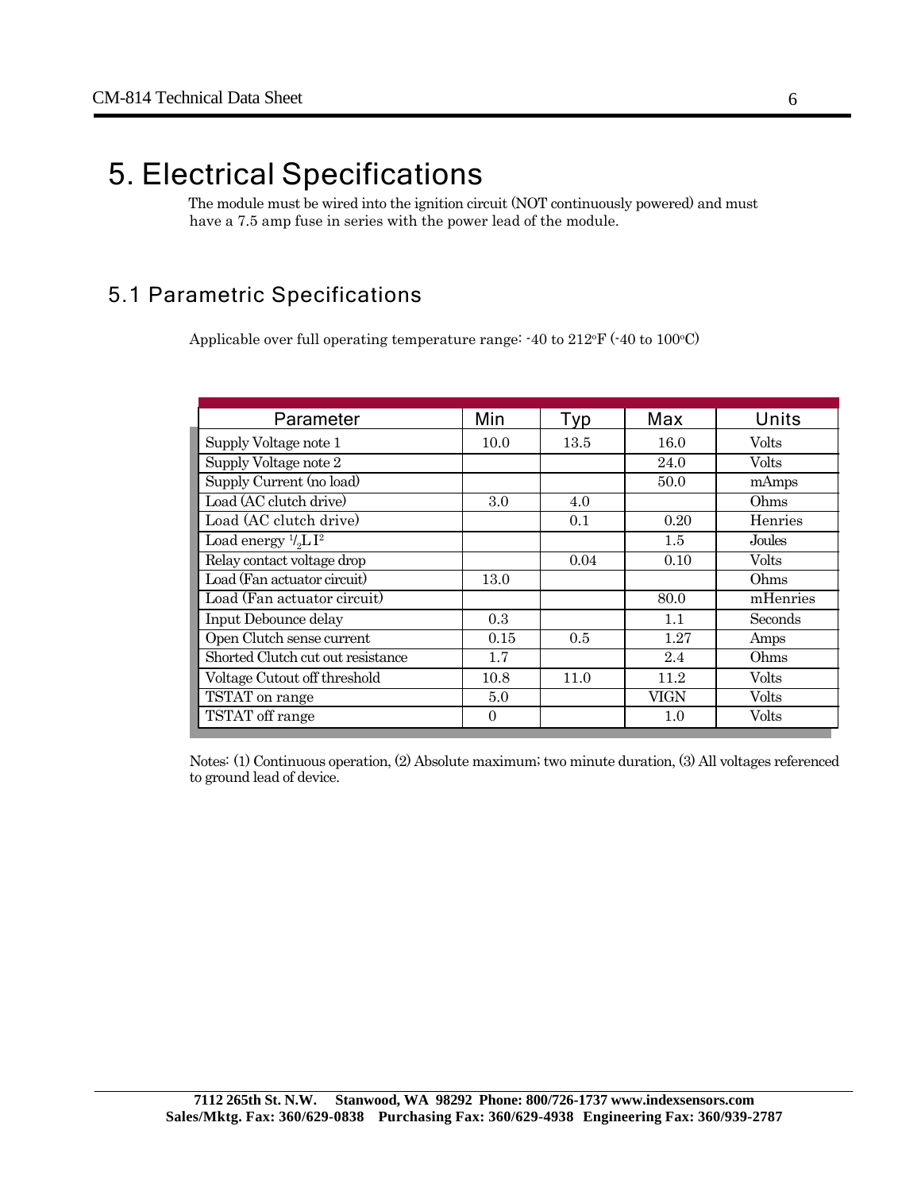# 5. Electrical Specifications

The module must be wired into the ignition circuit (NOT continuously powered) and must have a 7.5 amp fuse in series with the power lead of the module.

## 5.1 Parametric Specifications

Applicable over full operating temperature range: -40 to 212°F (-40 to 100°C)

| Parameter | Min | Typ | Max | Units |
|---|---|---|---|---|
| Supply Voltage note 1 | 10.0 | 13.5 | 16.0 | Volts |
| Supply Voltage note 2 | | | 24.0 | Volts |
| Supply Current (no load) | | | 50.0 | mAmps |
| Load (AC clutch drive) | 3.0 | 4.0 | | Ohms |
| Load (AC clutch drive) | | 0.1 | 0.20 | Henries |
| Load energy $\frac{1}{2}LI^2$ | | | 1.5 | Joules |
| Relay contact voltage drop | | 0.04 | 0.10 | Volts |
| Load (Fan actuator circuit) | 13.0 | | | Ohms |
| Load (Fan actuator circuit) | | | 80.0 | mHenries |
| Input Debounce delay | 0.3 | | 1.1 | Seconds |
| Open Clutch sense current | 0.15 | 0.5 | 1.27 | Amps |
| Shorted Clutch cut out resistance | 1.7 | | 2.4 | Ohms |
| Voltage Cutout off threshold | 10.8 | 11.0 | 11.2 | Volts |
| TSTAT on range | 5.0 | | VIGN | Volts |
| TSTAT off range | 0 | | 1.0 | Volts |

Notes: (1) Continuous operation, (2) Absolute maximum; two minute duration, (3) All voltages referenced to ground lead of device.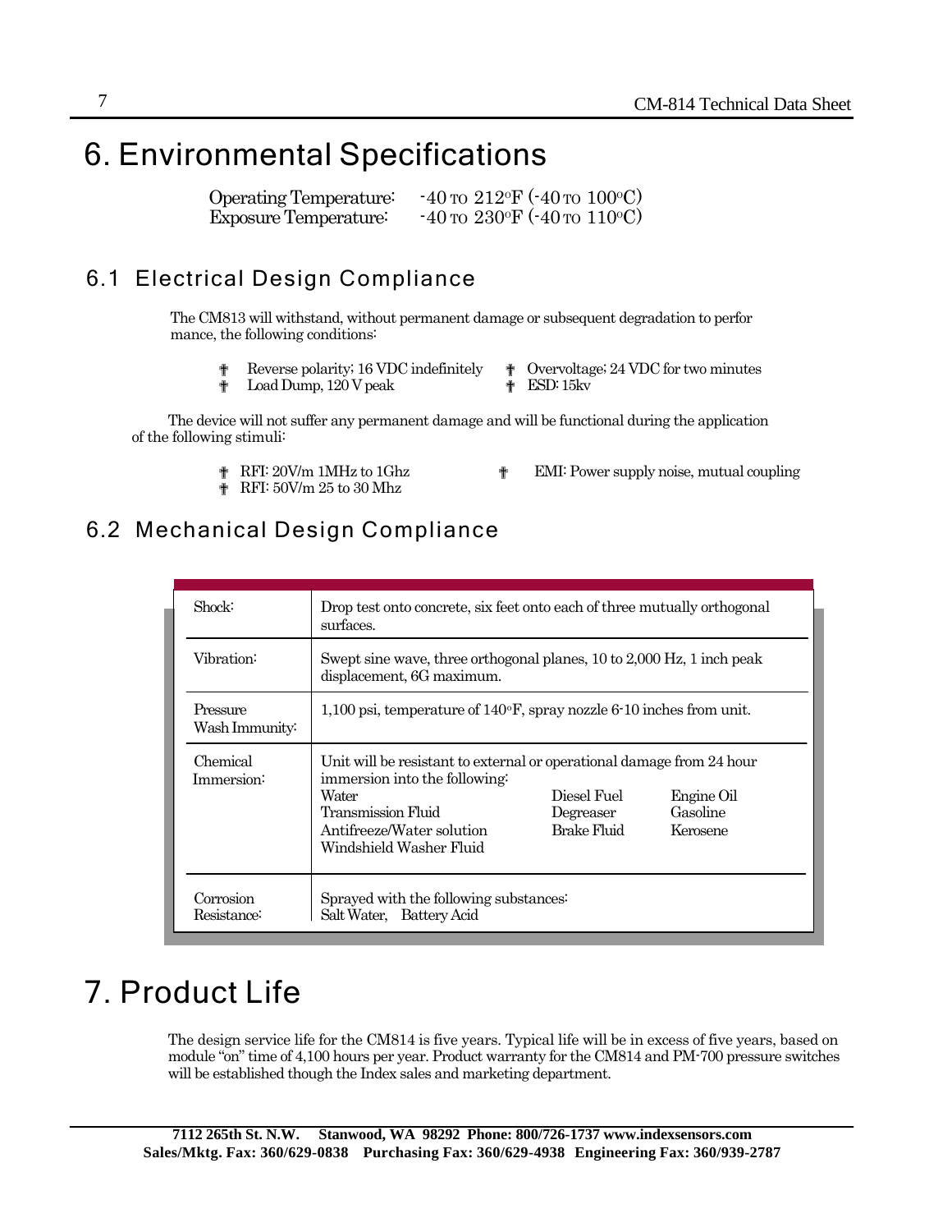# 6. Environmental Specifications

Operating Temperature: -40 TO 212°F (-40 TO 100°C)
Exposure Temperature: -40 TO 230°F (-40 TO 110°C)

## 6.1 Electrical Design Compliance

The CM813 will withstand, without permanent damage or subsequent degradation to perfor mance, the following conditions:

- Reverse polarity; 16 VDC indefinitely
- Overvoltage; 24 VDC for two minutes
- Load Dump, 120 V peak
- ESD: 15kv

The device will not suffer any permanent damage and will be functional during the application of the following stimuli:

- RFI: 20V/m 1MHz to 1Ghz
- EMI: Power supply noise, mutual coupling
- RFI: 50V/m 25 to 30 Mhz

## 6.2 Mechanical Design Compliance

| | |
|---|---|
| Shock: | Drop test onto concrete, six feet onto each of three mutually orthogonal surfaces. |
| Vibration: | Swept sine wave, three orthogonal planes, 10 to 2,000 Hz, 1 inch peak displacement, 6G maximum. |
| Pressure Wash Immunity: | 1,100 psi, temperature of 140°F, spray nozzle 6-10 inches from unit. |
| Chemical Immersion: | Unit will be resistant to external or operational damage from 24 hour immersion into the following: Water, Diesel Fuel, Engine Oil, Transmission Fluid, Degreaser, Gasoline, Antifreeze/Water solution, Brake Fluid, Kerosene, Windshield Washer Fluid |
| Corrosion Resistance: | Sprayed with the following substances: Salt Water, Battery Acid |

# 7. Product Life

The design service life for the CM814 is five years. Typical life will be in excess of five years, based on module "on" time of 4,100 hours per year. Product warranty for the CM814 and PM-700 pressure switches will be established though the Index sales and marketing department.

**7112 265th St. N.W. Stanwood, WA 98292 Phone: 800/726-1737 www.indexsensors.com**
**Sales/Mktg. Fax: 360/629-0838 Purchasing Fax: 360/629-4938 Engineering Fax: 360/939-2787**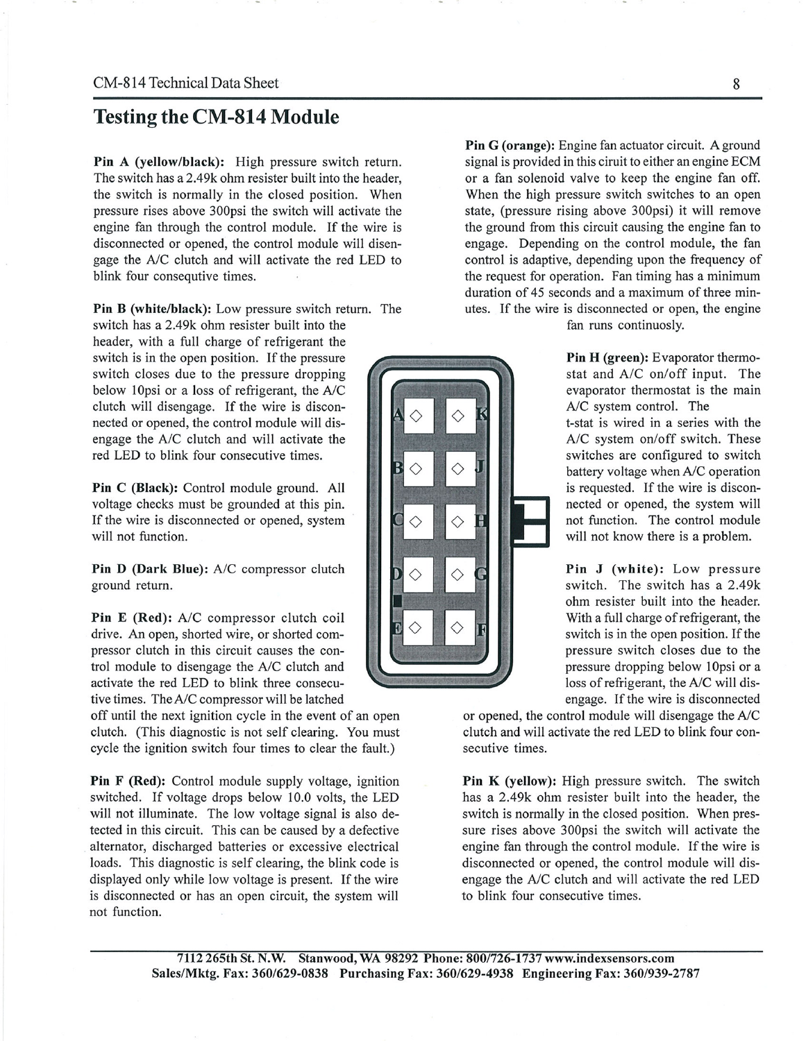# Testing the CM-814 Module

**Pin A (yellow/black):** High pressure switch return. The switch has a 2.49k ohm resister built into the header, the switch is normally in the closed position. When pressure rises above 300psi the switch will activate the engine fan through the control module. If the wire is disconnected or opened, the control module will disengage the A/C clutch and will activate the red LED to blink four consequtive times.

**Pin B (white/black):** Low pressure switch return. The switch has a 2.49k ohm resister built into the header, with a full charge of refrigerant the switch is in the open position. If the pressure switch closes due to the pressure dropping below 10psi or a loss of refrigerant, the A/C clutch will disengage. If the wire is disconnected or opened, the control module will disengage the A/C clutch and will activate the red LED to blink four consecutive times.

**Pin C (Black):** Control module ground. All voltage checks must be grounded at this pin. If the wire is disconnected or opened, system will not function.

**Pin D (Dark Blue):** A/C compressor clutch ground return.

**Pin E (Red):** A/C compressor clutch coil drive. An open, shorted wire, or shorted compressor clutch in this circuit causes the control module to disengage the A/C clutch and activate the red LED to blink three consecutive times. The A/C compressor will be latched off until the next ignition cycle in the event of an open clutch. (This diagnostic is not self clearing. You must cycle the ignition switch four times to clear the fault.)

**Pin F (Red):** Control module supply voltage, ignition switched. If voltage drops below 10.0 volts, the LED will not illuminate. The low voltage signal is also detected in this circuit. This can be caused by a defective alternator, discharged batteries or excessive electrical loads. This diagnostic is self clearing, the blink code is displayed only while low voltage is present. If the wire is disconnected or has an open circuit, the system will not function.

**Pin G (orange):** Engine fan actuator circuit. A ground signal is provided in this ciruit to either an engine ECM or a fan solenoid valve to keep the engine fan off. When the high pressure switch switches to an open state, (pressure rising above 300psi) it will remove the ground from this circuit causing the engine fan to engage. Depending on the control module, the fan control is adaptive, depending upon the frequency of the request for operation. Fan timing has a minimum duration of 45 seconds and a maximum of three minutes. If the wire is disconnected or open, the engine fan runs continuosly.

**Pin H (green):** Evaporator thermostat and A/C on/off input. The evaporator thermostat is the main A/C system control. The t-stat is wired in a series with the A/C system on/off switch. These switches are configured to switch battery voltage when A/C operation is requested. If the wire is disconnected or opened, the system will not function. The control module will not know there is a problem.

**Pin J (white):** Low pressure switch. The switch has a 2.49k ohm resister built into the header. With a full charge of refrigerant, the switch is in the open position. If the pressure switch closes due to the pressure dropping below 10psi or a loss of refrigerant, the A/C will disengage. If the wire is disconnected or opened, the control module will disengage the A/C clutch and will activate the red LED to blink four consecutive times.

**Pin K (yellow):** High pressure switch. The switch has a 2.49k ohm resister built into the header, the switch is normally in the closed position. When pressure rises above 300psi the switch will activate the engine fan through the control module. If the wire is disconnected or opened, the control module will disengage the A/C clutch and will activate the red LED to blink four consecutive times.

**7112 265th St. N.W. Stanwood, WA 98292 Phone: 800/726-1737 www.indexsensors.com**
**Sales/Mktg. Fax: 360/629-0838 Purchasing Fax: 360/629-4938 Engineering Fax: 360/939-2787**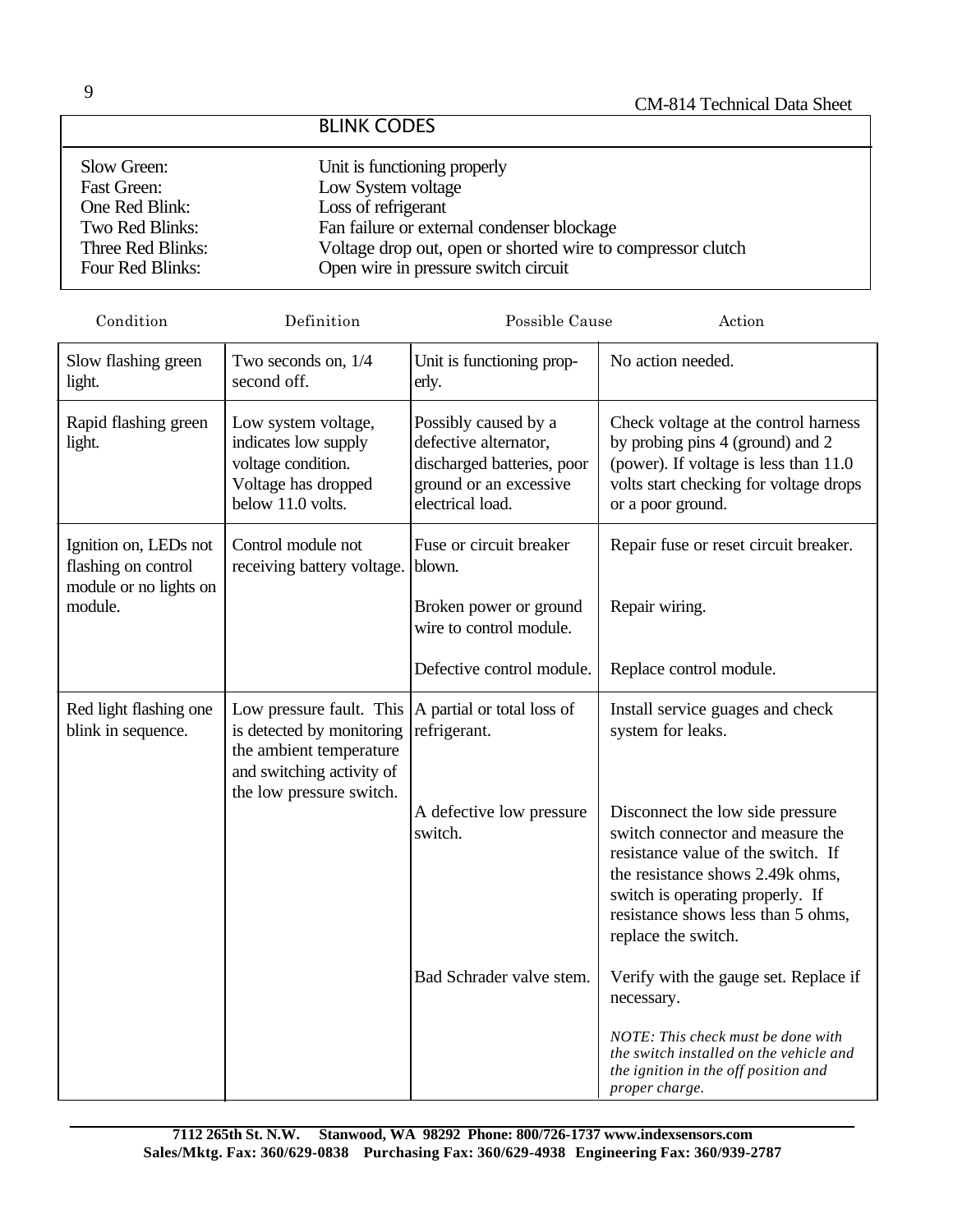## BLINK CODES

| | |
|---|---|
| Slow Green: | Unit is functioning properly |
| Fast Green: | Low System voltage |
| One Red Blink: | Loss of refrigerant |
| Two Red Blinks: | Fan failure or external condenser blockage |
| Three Red Blinks: | Voltage drop out, open or shorted wire to compressor clutch |
| Four Red Blinks: | Open wire in pressure switch circuit |

| Condition | Definition | Possible Cause | Action |
|---|---|---|---|
| Slow flashing green light. | Two seconds on, 1/4 second off. | Unit is functioning properly. | No action needed. |
| Rapid flashing green light. | Low system voltage, indicates low supply voltage condition. Voltage has dropped below 11.0 volts. | Possibly caused by a defective alternator, discharged batteries, poor ground or an excessive electrical load. | Check voltage at the control harness by probing pins 4 (ground) and 2 (power). If voltage is less than 11.0 volts start checking for voltage drops or a poor ground. |
| Ignition on, LEDs not flashing on control module or no lights on module. | Control module not receiving battery voltage. | Fuse or circuit breaker blown. | Repair fuse or reset circuit breaker. |
| | | Broken power or ground wire to control module. | Repair wiring. |
| | | Defective control module. | Replace control module. |
| Red light flashing one blink in sequence. | Low pressure fault. This is detected by monitoring the ambient temperature and switching activity of the low pressure switch. | A partial or total loss of refrigerant. | Install service guages and check system for leaks. |
| | | A defective low pressure switch. | Disconnect the low side pressure switch connector and measure the resistance value of the switch. If the resistance shows 2.49k ohms, switch is operating properly. If resistance shows less than 5 ohms, replace the switch. |
| | | Bad Schrader valve stem. | Verify with the gauge set. Replace if necessary. *NOTE: This check must be done with the switch installed on the vehicle and the ignition in the off position and proper charge.* |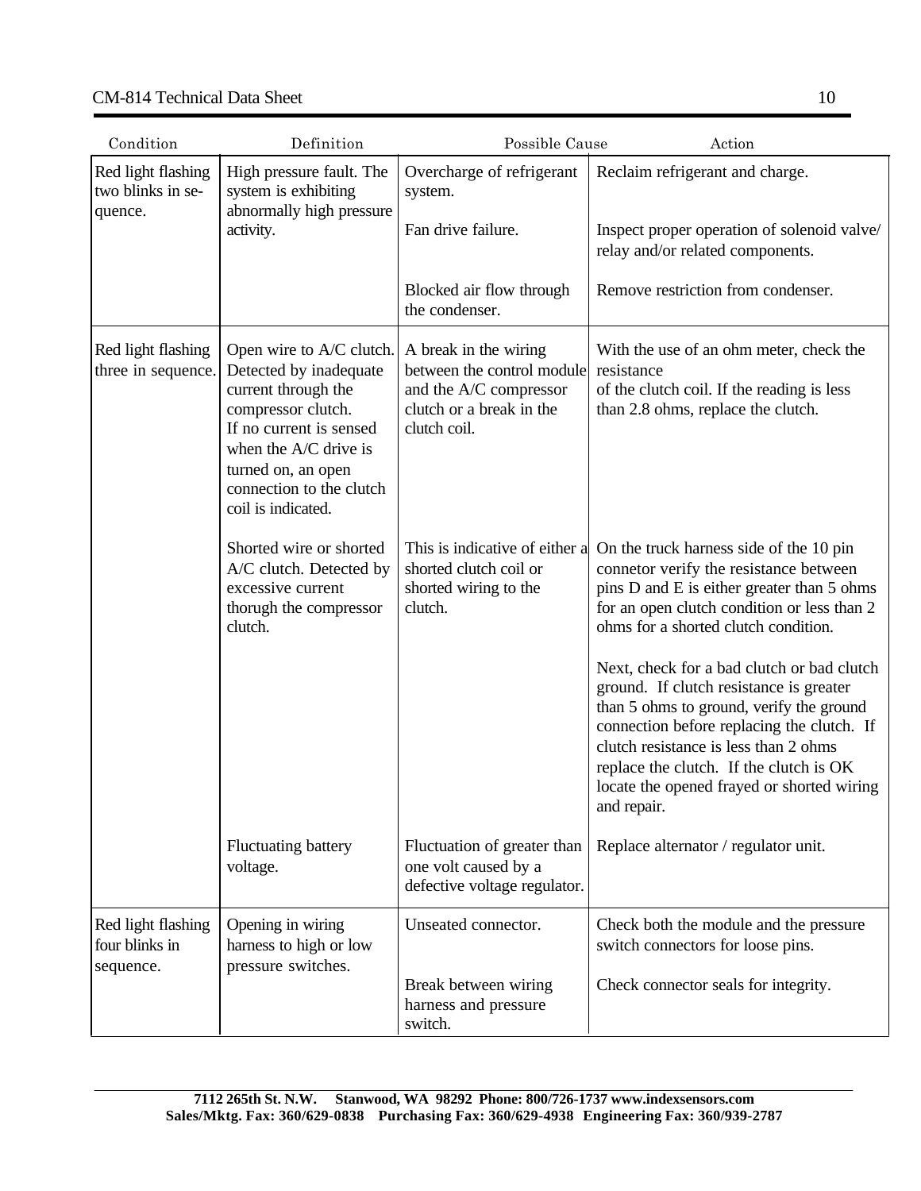| Condition | Definition | Possible Cause | Action |
|---|---|---|---|
| Red light flashing two blinks in sequence. | High pressure fault. The system is exhibiting abnormally high pressure activity. | Overcharge of refrigerant system. | Reclaim refrigerant and charge. |
| | | Fan drive failure. | Inspect proper operation of solenoid valve/ relay and/or related components. |
| | | Blocked air flow through the condenser. | Remove restriction from condenser. |
| Red light flashing three in sequence. | Open wire to A/C clutch. Detected by inadequate current through the compressor clutch. If no current is sensed when the A/C drive is turned on, an open connection to the clutch coil is indicated. | A break in the wiring between the control module and the A/C compressor clutch or a break in the clutch coil. | With the use of an ohm meter, check the resistance of the clutch coil. If the reading is less than 2.8 ohms, replace the clutch. |
| | Shorted wire or shorted A/C clutch. Detected by excessive current thorugh the compressor clutch. | This is indicative of either a shorted clutch coil or shorted wiring to the clutch. | On the truck harness side of the 10 pin connetor verify the resistance between pins D and E is either greater than 5 ohms for an open clutch condition or less than 2 ohms for a shorted clutch condition. |
| | | | Next, check for a bad clutch or bad clutch ground. If clutch resistance is greater than 5 ohms to ground, verify the ground connection before replacing the clutch. If clutch resistance is less than 2 ohms replace the clutch. If the clutch is OK locate the opened frayed or shorted wiring and repair. |
| | Fluctuating battery voltage. | Fluctuation of greater than one volt caused by a defective voltage regulator. | Replace alternator / regulator unit. |
| Red light flashing four blinks in sequence. | Opening in wiring harness to high or low pressure switches. | Unseated connector. | Check both the module and the pressure switch connectors for loose pins. |
| | | Break between wiring harness and pressure switch. | Check connector seals for integrity. |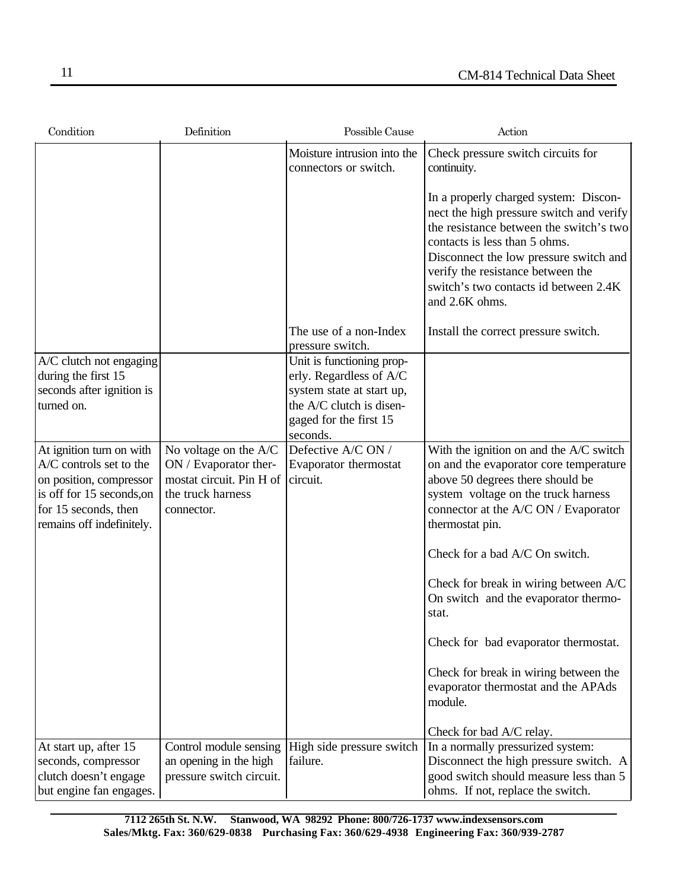| Condition | Definition | Possible Cause | Action |
|---|---|---|---|
| | | Moisture intrusion into the connectors or switch. | Check pressure switch circuits for continuity.<br><br>In a properly charged system: Disconnect the high pressure switch and verify the resistance between the switch's two contacts is less than 5 ohms. Disconnect the low pressure switch and verify the resistance between the switch's two contacts id between 2.4K and 2.6K ohms. |
| | | The use of a non-Index pressure switch. | Install the correct pressure switch. |
| A/C clutch not engaging during the first 15 seconds after ignition is turned on. | | Unit is functioning properly. Regardless of A/C system state at start up, the A/C clutch is disengaged for the first 15 seconds. | |
| At ignition turn on with A/C controls set to the on position, compressor is off for 15 seconds,on for 15 seconds, then remains off indefinitely. | No voltage on the A/C ON / Evaporator thermostat circuit. Pin H of the truck harness connector. | Defective A/C ON / Evaporator thermostat circuit. | With the ignition on and the A/C switch on and the evaporator core temperature above 50 degrees there should be system voltage on the truck harness connector at the A/C ON / Evaporator thermostat pin.<br><br>Check for a bad A/C On switch.<br><br>Check for break in wiring between A/C On switch and the evaporator thermostat.<br><br>Check for bad evaporator thermostat.<br><br>Check for break in wiring between the evaporator thermostat and the APAds module.<br><br>Check for bad A/C relay. |
| At start up, after 15 seconds, compressor clutch doesn't engage but engine fan engages. | Control module sensing an opening in the high pressure switch circuit. | High side pressure switch failure. | In a normally pressurized system: Disconnect the high pressure switch. A good switch should measure less than 5 ohms. If not, replace the switch. |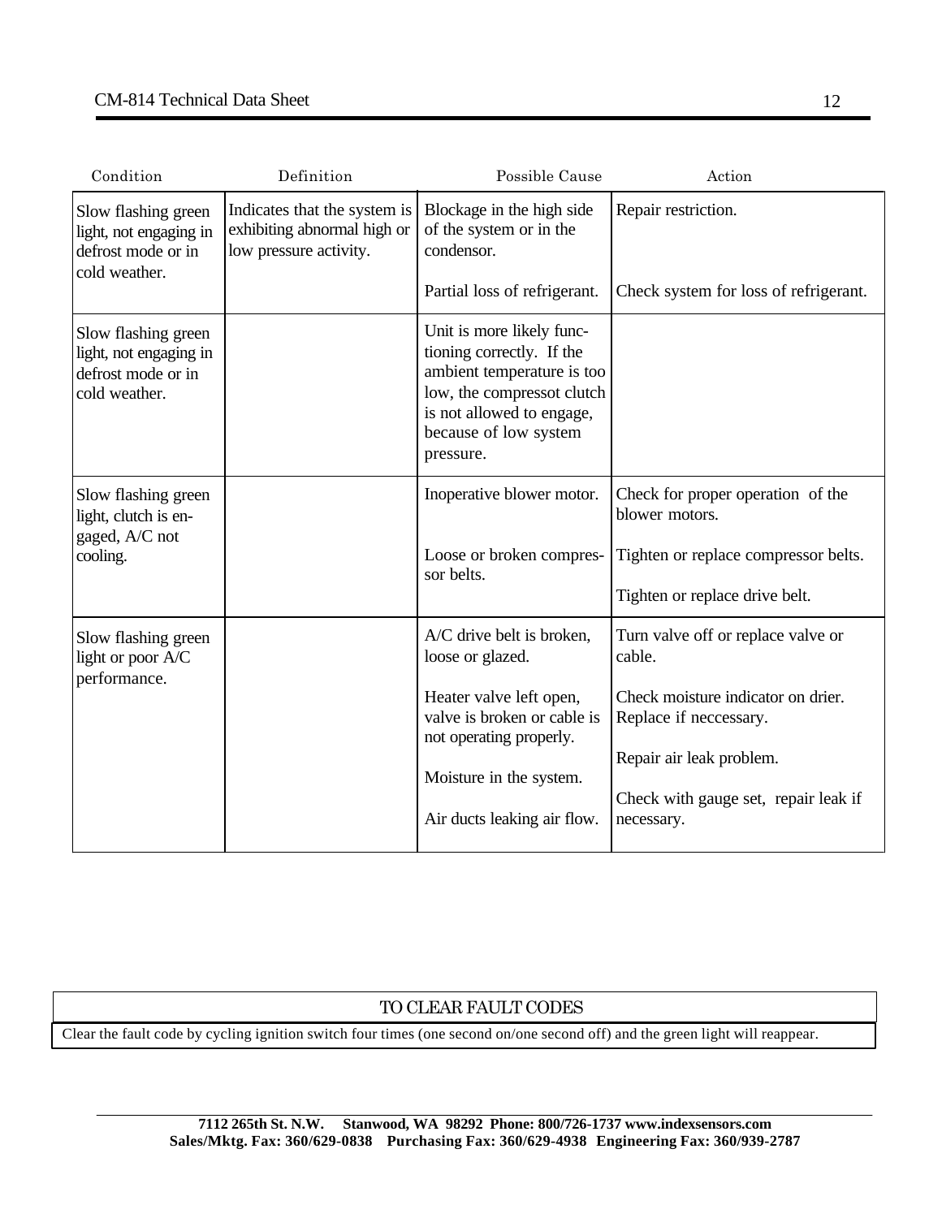| Condition | Definition | Possible Cause | Action |
|---|---|---|---|
| Slow flashing green light, not engaging in defrost mode or in cold weather. | Indicates that the system is exhibiting abnormal high or low pressure activity. | Blockage in the high side of the system or in the condensor.<br><br>Partial loss of refrigerant. | Repair restriction.<br><br>Check system for loss of refrigerant. |
| Slow flashing green light, not engaging in defrost mode or in cold weather. | | Unit is more likely functioning correctly. If the ambient temperature is too low, the compressot clutch is not allowed to engage, because of low system pressure. | |
| Slow flashing green light, clutch is engaged, A/C not cooling. | | Inoperative blower motor.<br><br>Loose or broken compressor belts. | Check for proper operation of the blower motors.<br><br>Tighten or replace compressor belts.<br><br>Tighten or replace drive belt. |
| Slow flashing green light or poor A/C performance. | | A/C drive belt is broken, loose or glazed.<br><br>Heater valve left open, valve is broken or cable is not operating properly.<br><br>Moisture in the system.<br><br>Air ducts leaking air flow. | Turn valve off or replace valve or cable.<br><br>Check moisture indicator on drier. Replace if neccessary.<br><br>Repair air leak problem.<br><br>Check with gauge set, repair leak if necessary. |

| TO CLEAR FAULT CODES |
|---|
| Clear the fault code by cycling ignition switch four times (one second on/one second off) and the green light will reappear. |

**7112 265th St. N.W. Stanwood, WA 98292 Phone: 800/726-1737 www.indexsensors.com**
**Sales/Mktg. Fax: 360/629-0838 Purchasing Fax: 360/629-4938 Engineering Fax: 360/939-2787**